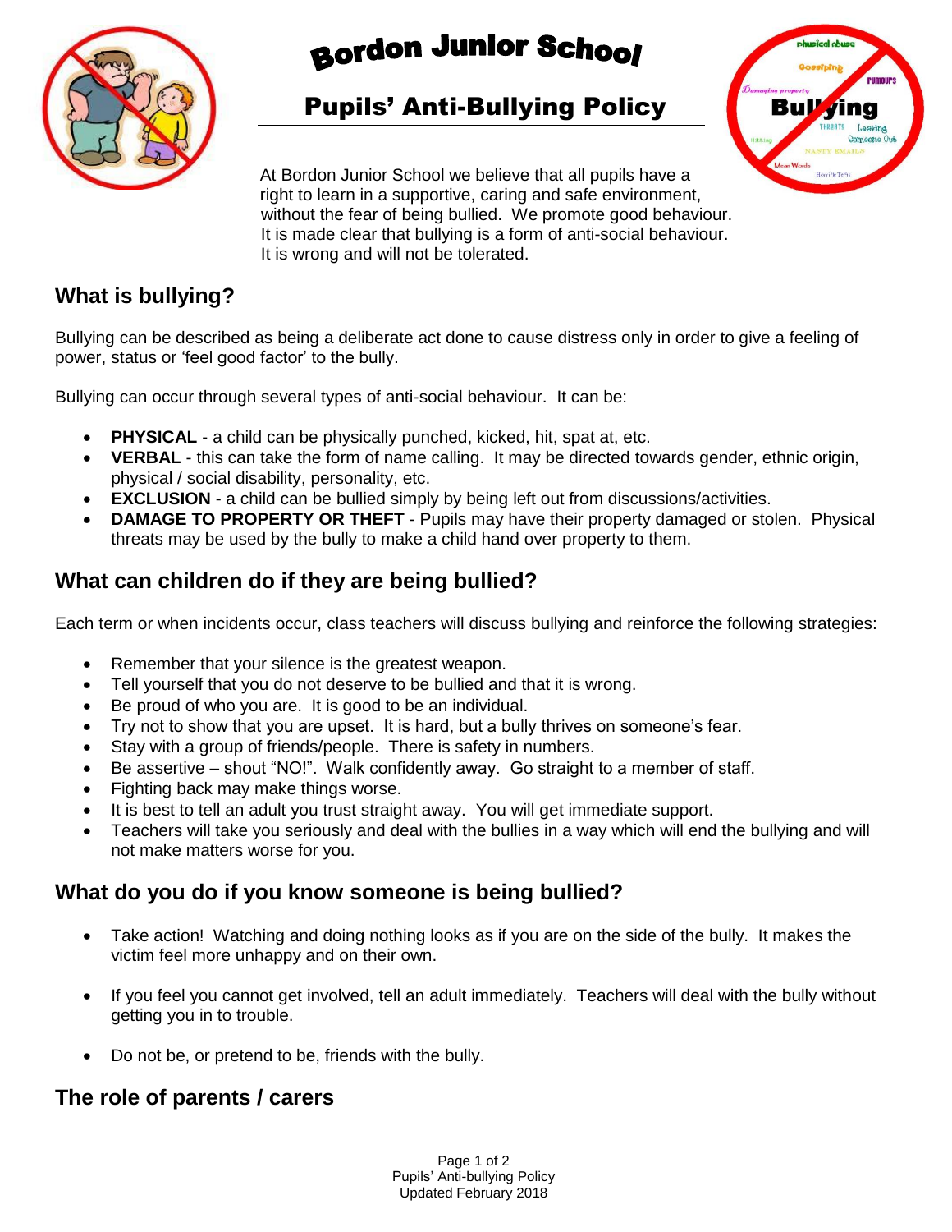# Bordon Junior School

## Pupils' Anti-Bullying Policy

At Bordon Junior School we believe that all pupils have a right to learn in a supportive, caring and safe environment, without the fear of being bullied. We promote good behaviour. It is made clear that bullying is a form of anti-social behaviour. It is wrong and will not be tolerated.

## What is bullying?

Bullying can be described as being a deliberate act done to cause distress only in order to give a feeling of power, status or 'feel good factor' to the bully.

Bullying can occur through several types of anti-social behaviour. It can be:

- **PHYSICAL** - a child can be physically punched, kicked, hit, spat at, etc.
- **VERBAL** - this can take the form of name calling. It may be directed towards gender, ethnic origin, physical / social disability, personality, etc.
- **EXCLUSION** - a child can be bullied simply by being left out from discussions/activities.
- **DAMAGE TO PROPERTY OR THEFT** - Pupils may have their property damaged or stolen. Physical threats may be used by the bully to make a child hand over property to them.

## What can children do if they are being bullied?

Each term or when incidents occur, class teachers will discuss bullying and reinforce the following strategies:

- Remember that your silence is the greatest weapon.
- Tell yourself that you do not deserve to be bullied and that it is wrong.
- Be proud of who you are. It is good to be an individual.
- Try not to show that you are upset. It is hard, but a bully thrives on someone's fear.
- Stay with a group of friends/people. There is safety in numbers.
- Be assertive – shout "NO!". Walk confidently away. Go straight to a member of staff.
- Fighting back may make things worse.
- It is best to tell an adult you trust straight away. You will get immediate support.
- Teachers will take you seriously and deal with the bullies in a way which will end the bullying and will not make matters worse for you.

## What do you do if you know someone is being bullied?

- Take action! Watching and doing nothing looks as if you are on the side of the bully. It makes the victim feel more unhappy and on their own.
- If you feel you cannot get involved, tell an adult immediately. Teachers will deal with the bully without getting you in to trouble.
- Do not be, or pretend to be, friends with the bully.

## The role of parents / carers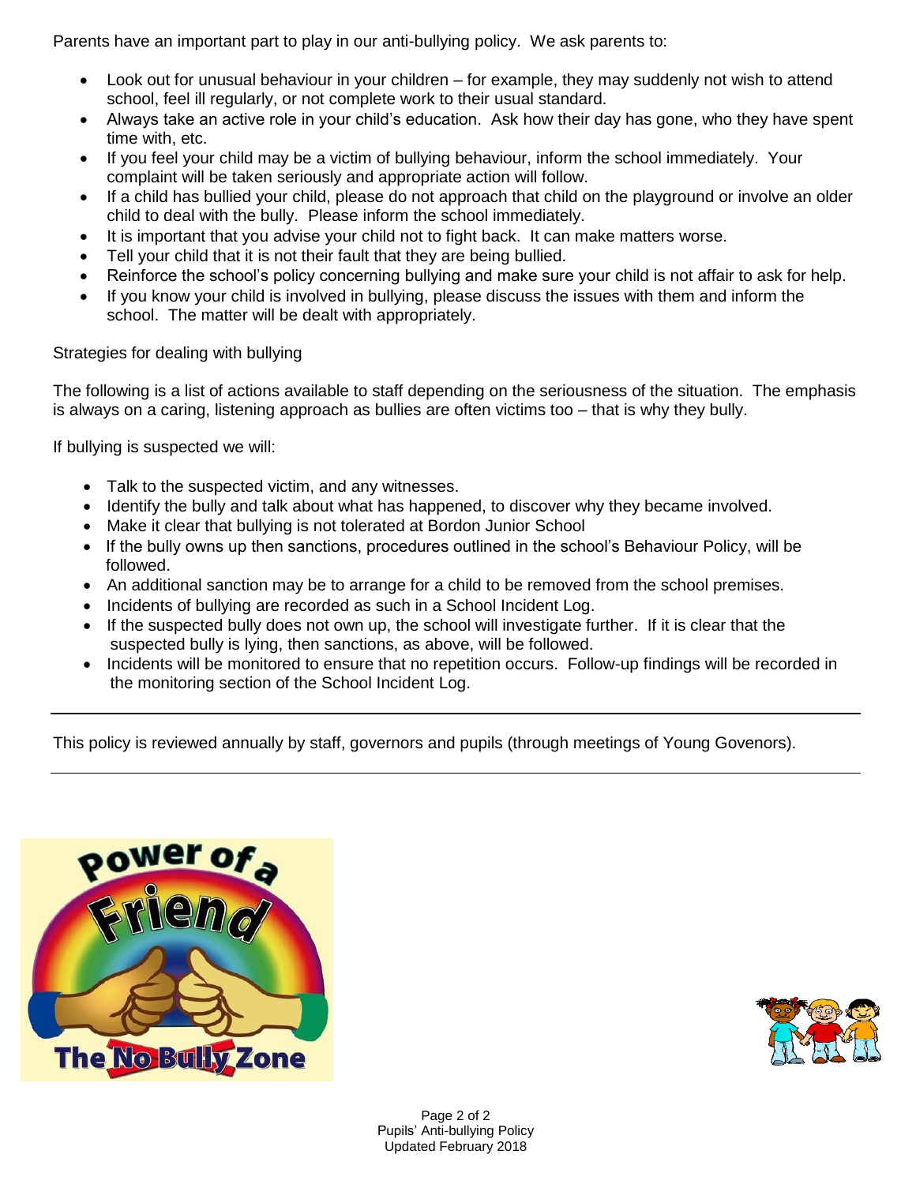Parents have an important part to play in our anti-bullying policy. We ask parents to:

- Look out for unusual behaviour in your children – for example, they may suddenly not wish to attend school, feel ill regularly, or not complete work to their usual standard.
- Always take an active role in your child's education. Ask how their day has gone, who they have spent time with, etc.
- If you feel your child may be a victim of bullying behaviour, inform the school immediately. Your complaint will be taken seriously and appropriate action will follow.
- If a child has bullied your child, please do not approach that child on the playground or involve an older child to deal with the bully. Please inform the school immediately.
- It is important that you advise your child not to fight back. It can make matters worse.
- Tell your child that it is not their fault that they are being bullied.
- Reinforce the school's policy concerning bullying and make sure your child is not affair to ask for help.
- If you know your child is involved in bullying, please discuss the issues with them and inform the school. The matter will be dealt with appropriately.

Strategies for dealing with bullying

The following is a list of actions available to staff depending on the seriousness of the situation. The emphasis is always on a caring, listening approach as bullies are often victims too – that is why they bully.

If bullying is suspected we will:

- Talk to the suspected victim, and any witnesses.
- Identify the bully and talk about what has happened, to discover why they became involved.
- Make it clear that bullying is not tolerated at Bordon Junior School
- If the bully owns up then sanctions, procedures outlined in the school's Behaviour Policy, will be followed.
- An additional sanction may be to arrange for a child to be removed from the school premises.
- Incidents of bullying are recorded as such in a School Incident Log.
- If the suspected bully does not own up, the school will investigate further. If it is clear that the suspected bully is lying, then sanctions, as above, will be followed.
- Incidents will be monitored to ensure that no repetition occurs. Follow-up findings will be recorded in the monitoring section of the School Incident Log.

---

This policy is reviewed annually by staff, governors and pupils (through meetings of Young Govenors).

---

Power of a Friend

The No Bully Zone

Pupils' Anti-bullying Policy
Updated February 2018